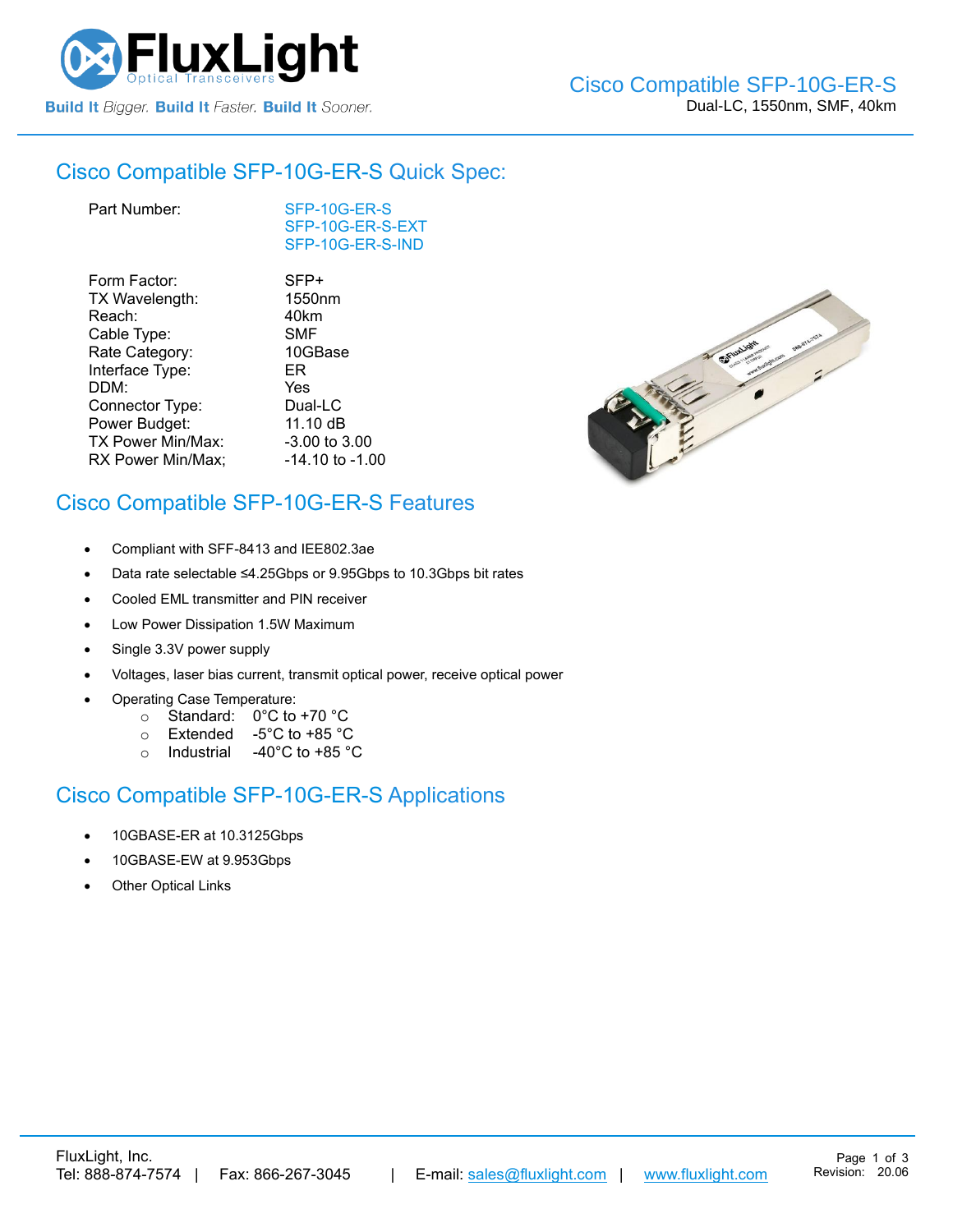# Cisco Compatible SFP-10G-ER-S

Dual-LC, 1550nm, SMF, 40km

## Cisco Compatible SFP-10G-ER-S Quick Spec:

| | |
|---|---|
| Part Number: | SFP-10G-ER-S<br>SFP-10G-ER-S-EXT<br>SFP-10G-ER-S-IND |
| Form Factor: | SFP+ |
| TX Wavelength: | 1550nm |
| Reach: | 40km |
| Cable Type: | SMF |
| Rate Category: | 10GBase |
| Interface Type: | ER |
| DDM: | Yes |
| Connector Type: | Dual-LC |
| Power Budget: | 11.10 dB |
| TX Power Min/Max: | -3.00 to 3.00 |
| RX Power Min/Max; | -14.10 to -1.00 |

## Cisco Compatible SFP-10G-ER-S Features

- Compliant with SFF-8413 and IEE802.3ae
- Data rate selectable ≤4.25Gbps or 9.95Gbps to 10.3Gbps bit rates
- Cooled EML transmitter and PIN receiver
- Low Power Dissipation 1.5W Maximum
- Single 3.3V power supply
- Voltages, laser bias current, transmit optical power, receive optical power
- Operating Case Temperature:
  - Standard: 0°C to +70 °C
  - Extended -5°C to +85 °C
  - Industrial -40°C to +85 °C

## Cisco Compatible SFP-10G-ER-S Applications

- 10GBASE-ER at 10.3125Gbps
- 10GBASE-EW at 9.953Gbps
- Other Optical Links

FluxLight, Inc.
Tel: 888-874-7574 | Fax: 866-267-3045 | E-mail: sales@fluxlight.com | www.fluxlight.com

Revision: 20.06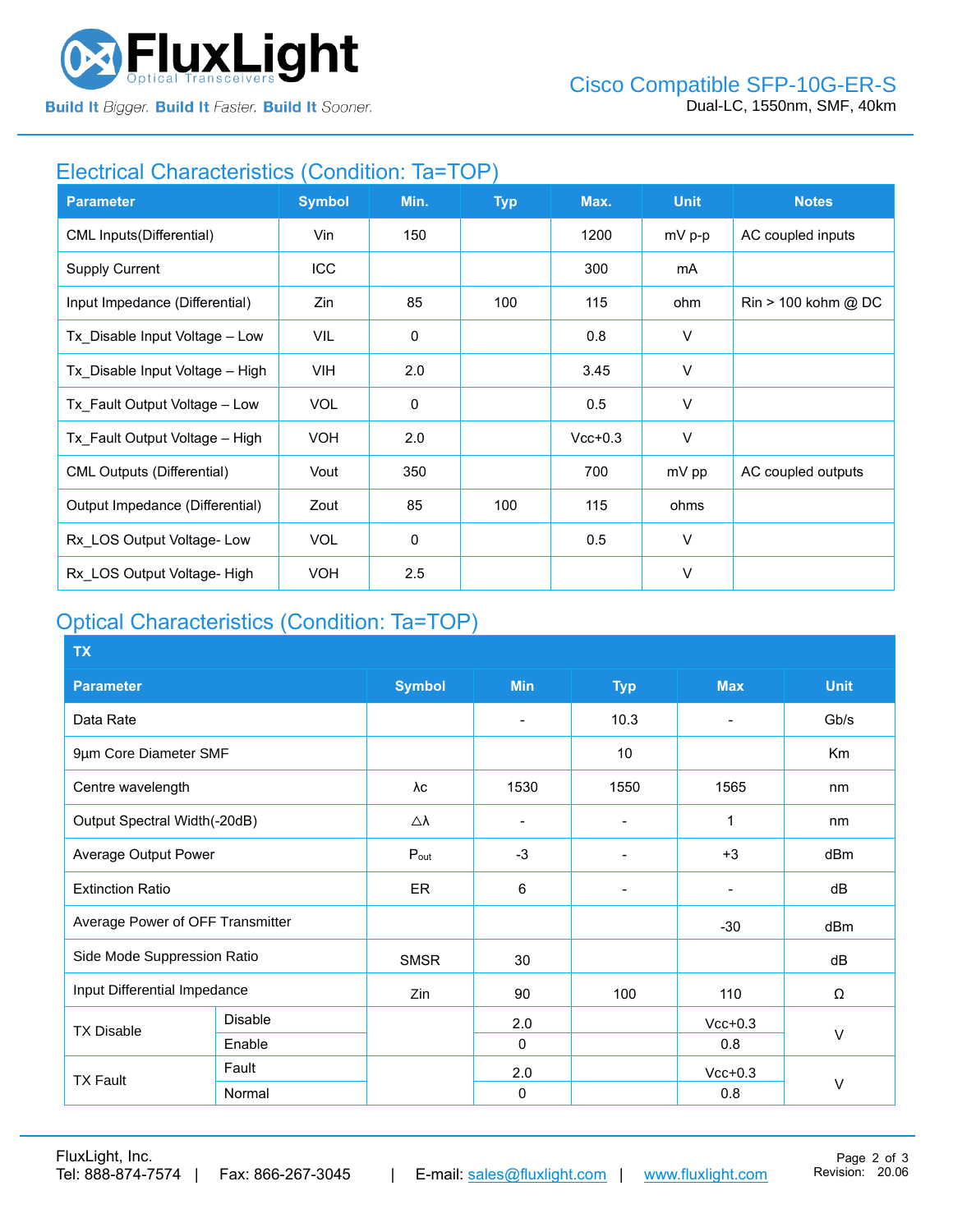## Electrical Characteristics (Condition: Ta=TOP)

| Parameter | Symbol | Min. | Typ | Max. | Unit | Notes |
|---|---|---|---|---|---|---|
| CML Inputs(Differential) | Vin | 150 | | 1200 | mV p-p | AC coupled inputs |
| Supply Current | ICC | | | 300 | mA | |
| Input Impedance (Differential) | Zin | 85 | 100 | 115 | ohm | Rin > 100 kohm @ DC |
| Tx_Disable Input Voltage – Low | VIL | 0 | | 0.8 | V | |
| Tx_Disable Input Voltage – High | VIH | 2.0 | | 3.45 | V | |
| Tx_Fault Output Voltage – Low | VOL | 0 | | 0.5 | V | |
| Tx_Fault Output Voltage – High | VOH | 2.0 | | Vcc+0.3 | V | |
| CML Outputs (Differential) | Vout | 350 | | 700 | mV pp | AC coupled outputs |
| Output Impedance (Differential) | Zout | 85 | 100 | 115 | ohms | |
| Rx_LOS Output Voltage- Low | VOL | 0 | | 0.5 | V | |
| Rx_LOS Output Voltage- High | VOH | 2.5 | | | V | |

## Optical Characteristics (Condition: Ta=TOP)

| TX | | | | | | |
|---|---|---|---|---|---|---|
| **Parameter** | | **Symbol** | **Min** | **Typ** | **Max** | **Unit** |
| Data Rate | | | - | 10.3 | - | Gb/s |
| 9µm Core Diameter SMF | | | | 10 | | Km |
| Centre wavelength | | λc | 1530 | 1550 | 1565 | nm |
| Output Spectral Width(-20dB) | | △λ | - | - | 1 | nm |
| Average Output Power | | $P_{out}$ | -3 | - | +3 | dBm |
| Extinction Ratio | | ER | 6 | - | - | dB |
| Average Power of OFF Transmitter | | | | | -30 | dBm |
| Side Mode Suppression Ratio | | SMSR | 30 | | | dB |
| Input Differential Impedance | | Zin | 90 | 100 | 110 | Ω |
| TX Disable | Disable | | 2.0 | | Vcc+0.3 | V |
| | Enable | | 0 | | 0.8 | |
| TX Fault | Fault | | 2.0 | | Vcc+0.3 | V |
| | Normal | | 0 | | 0.8 | |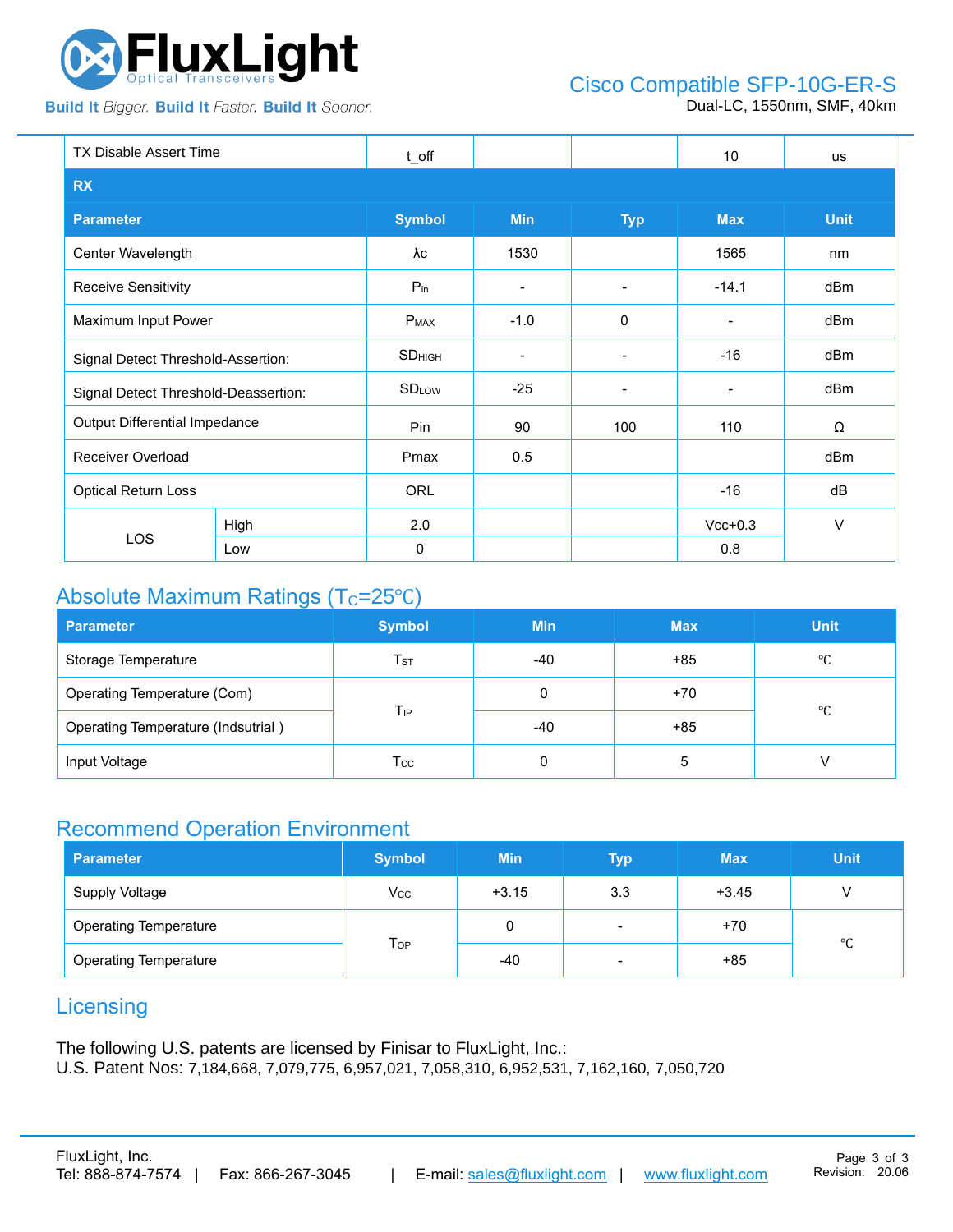| Parameter | | Symbol | Min | Typ | Max | Unit |
|---|---|---|---|---|---|---|
| TX Disable Assert Time | | t_off | | | 10 | us |
| **RX** | | | | | | |
| **Parameter** | | **Symbol** | **Min** | **Typ** | **Max** | **Unit** |
| Center Wavelength | | λc | 1530 | | 1565 | nm |
| Receive Sensitivity | | $P_{in}$ | - | - | -14.1 | dBm |
| Maximum Input Power | | $P_{MAX}$ | -1.0 | 0 | - | dBm |
| Signal Detect Threshold-Assertion: | | $SD_{HIGH}$ | - | - | -16 | dBm |
| Signal Detect Threshold-Deassertion: | | $SD_{LOW}$ | -25 | - | - | dBm |
| Output Differential Impedance | | Pin | 90 | 100 | 110 | Ω |
| Receiver Overload | | Pmax | 0.5 | | | dBm |
| Optical Return Loss | | ORL | | | -16 | dB |
| LOS | High | 2.0 | | | Vcc+0.3 | V |
| | Low | 0 | | | 0.8 | |

## Absolute Maximum Ratings ($T_C$=25℃)

| Parameter | Symbol | Min | Max | Unit |
|---|---|---|---|---|
| Storage Temperature | $T_{ST}$ | -40 | +85 | ℃ |
| Operating Temperature (Com) | $T_{IP}$ | 0 | +70 | ℃ |
| Operating Temperature (Indsutrial ) | | -40 | +85 | |
| Input Voltage | $T_{CC}$ | 0 | 5 | V |

## Recommend Operation Environment

| Parameter | Symbol | Min | Typ | Max | Unit |
|---|---|---|---|---|---|
| Supply Voltage | $V_{CC}$ | +3.15 | 3.3 | +3.45 | V |
| Operating Temperature | $T_{OP}$ | 0 | - | +70 | ℃ |
| Operating Temperature | | -40 | - | +85 | |

## Licensing

The following U.S. patents are licensed by Finisar to FluxLight, Inc.:
U.S. Patent Nos: 7,184,668, 7,079,775, 6,957,021, 7,058,310, 6,952,531, 7,162,160, 7,050,720